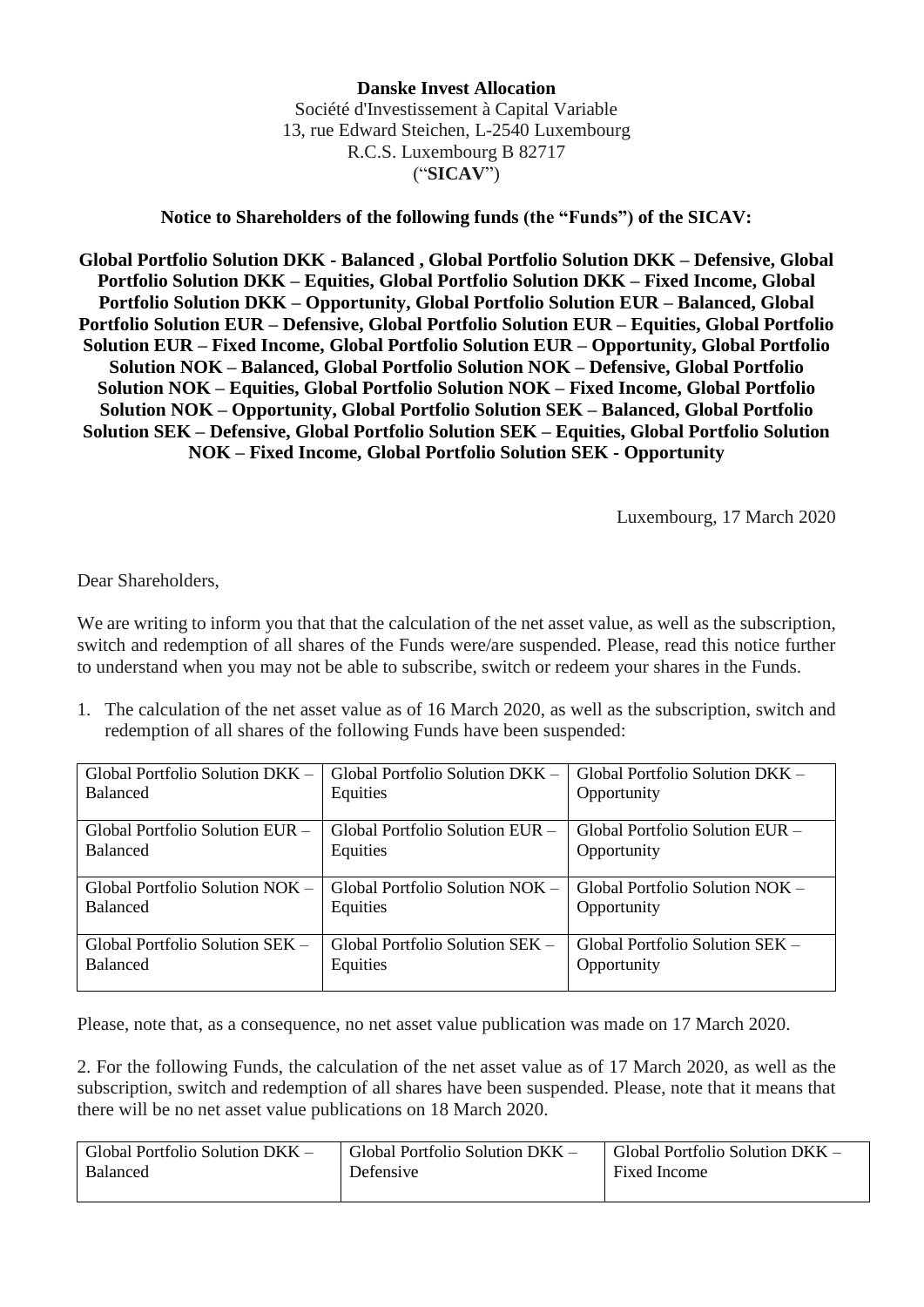**Danske Invest Allocation**
Société d'Investissement à Capital Variable
13, rue Edward Steichen, L-2540 Luxembourg
R.C.S. Luxembourg B 82717
("**SICAV**")

**Notice to Shareholders of the following funds (the "Funds") of the SICAV:**

**Global Portfolio Solution DKK - Balanced , Global Portfolio Solution DKK – Defensive, Global Portfolio Solution DKK – Equities, Global Portfolio Solution DKK – Fixed Income, Global Portfolio Solution DKK – Opportunity, Global Portfolio Solution EUR – Balanced, Global Portfolio Solution EUR – Defensive, Global Portfolio Solution EUR – Equities, Global Portfolio Solution EUR – Fixed Income, Global Portfolio Solution EUR – Opportunity, Global Portfolio Solution NOK – Balanced, Global Portfolio Solution NOK – Defensive, Global Portfolio Solution NOK – Equities, Global Portfolio Solution NOK – Fixed Income, Global Portfolio Solution NOK – Opportunity, Global Portfolio Solution SEK – Balanced, Global Portfolio Solution SEK – Defensive, Global Portfolio Solution SEK – Equities, Global Portfolio Solution NOK – Fixed Income, Global Portfolio Solution SEK - Opportunity**

Luxembourg, 17 March 2020

Dear Shareholders,

We are writing to inform you that that the calculation of the net asset value, as well as the subscription, switch and redemption of all shares of the Funds were/are suspended. Please, read this notice further to understand when you may not be able to subscribe, switch or redeem your shares in the Funds.

1. The calculation of the net asset value as of 16 March 2020, as well as the subscription, switch and redemption of all shares of the following Funds have been suspended:

| | | |
|---|---|---|
| Global Portfolio Solution DKK – Balanced | Global Portfolio Solution DKK – Equities | Global Portfolio Solution DKK – Opportunity |
| Global Portfolio Solution EUR – Balanced | Global Portfolio Solution EUR – Equities | Global Portfolio Solution EUR – Opportunity |
| Global Portfolio Solution NOK – Balanced | Global Portfolio Solution NOK – Equities | Global Portfolio Solution NOK – Opportunity |
| Global Portfolio Solution SEK – Balanced | Global Portfolio Solution SEK – Equities | Global Portfolio Solution SEK – Opportunity |

Please, note that, as a consequence, no net asset value publication was made on 17 March 2020.

2. For the following Funds, the calculation of the net asset value as of 17 March 2020, as well as the subscription, switch and redemption of all shares have been suspended. Please, note that it means that there will be no net asset value publications on 18 March 2020.

| | | |
|---|---|---|
| Global Portfolio Solution DKK – Balanced | Global Portfolio Solution DKK – Defensive | Global Portfolio Solution DKK – Fixed Income |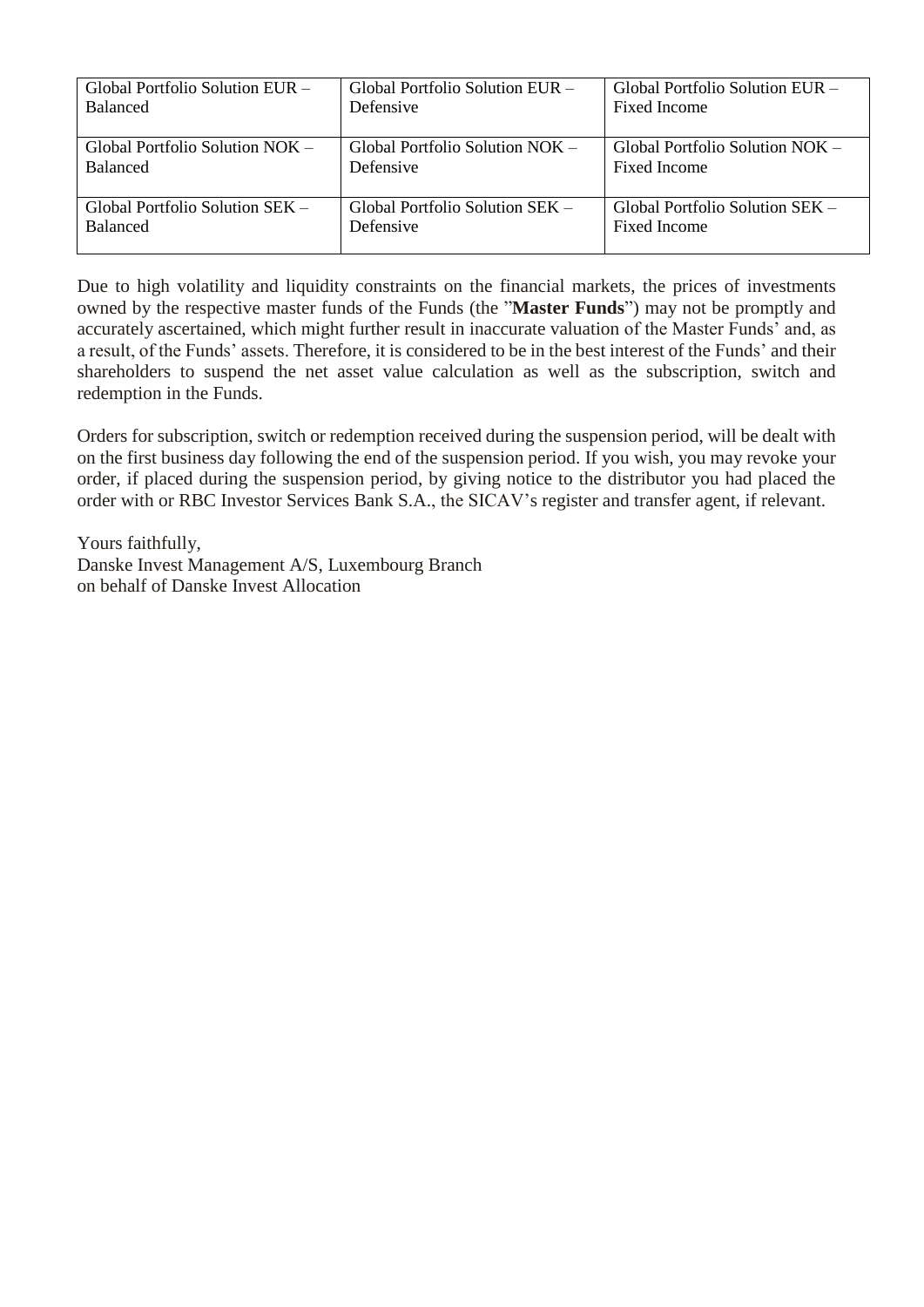| | | |
|---|---|---|
| Global Portfolio Solution EUR – Balanced | Global Portfolio Solution EUR – Defensive | Global Portfolio Solution EUR – Fixed Income |
| Global Portfolio Solution NOK – Balanced | Global Portfolio Solution NOK – Defensive | Global Portfolio Solution NOK – Fixed Income |
| Global Portfolio Solution SEK – Balanced | Global Portfolio Solution SEK – Defensive | Global Portfolio Solution SEK – Fixed Income |

Due to high volatility and liquidity constraints on the financial markets, the prices of investments owned by the respective master funds of the Funds (the "**Master Funds**") may not be promptly and accurately ascertained, which might further result in inaccurate valuation of the Master Funds' and, as a result, of the Funds' assets. Therefore, it is considered to be in the best interest of the Funds' and their shareholders to suspend the net asset value calculation as well as the subscription, switch and redemption in the Funds.

Orders for subscription, switch or redemption received during the suspension period, will be dealt with on the first business day following the end of the suspension period. If you wish, you may revoke your order, if placed during the suspension period, by giving notice to the distributor you had placed the order with or RBC Investor Services Bank S.A., the SICAV's register and transfer agent, if relevant.

Yours faithfully,
Danske Invest Management A/S, Luxembourg Branch
on behalf of Danske Invest Allocation